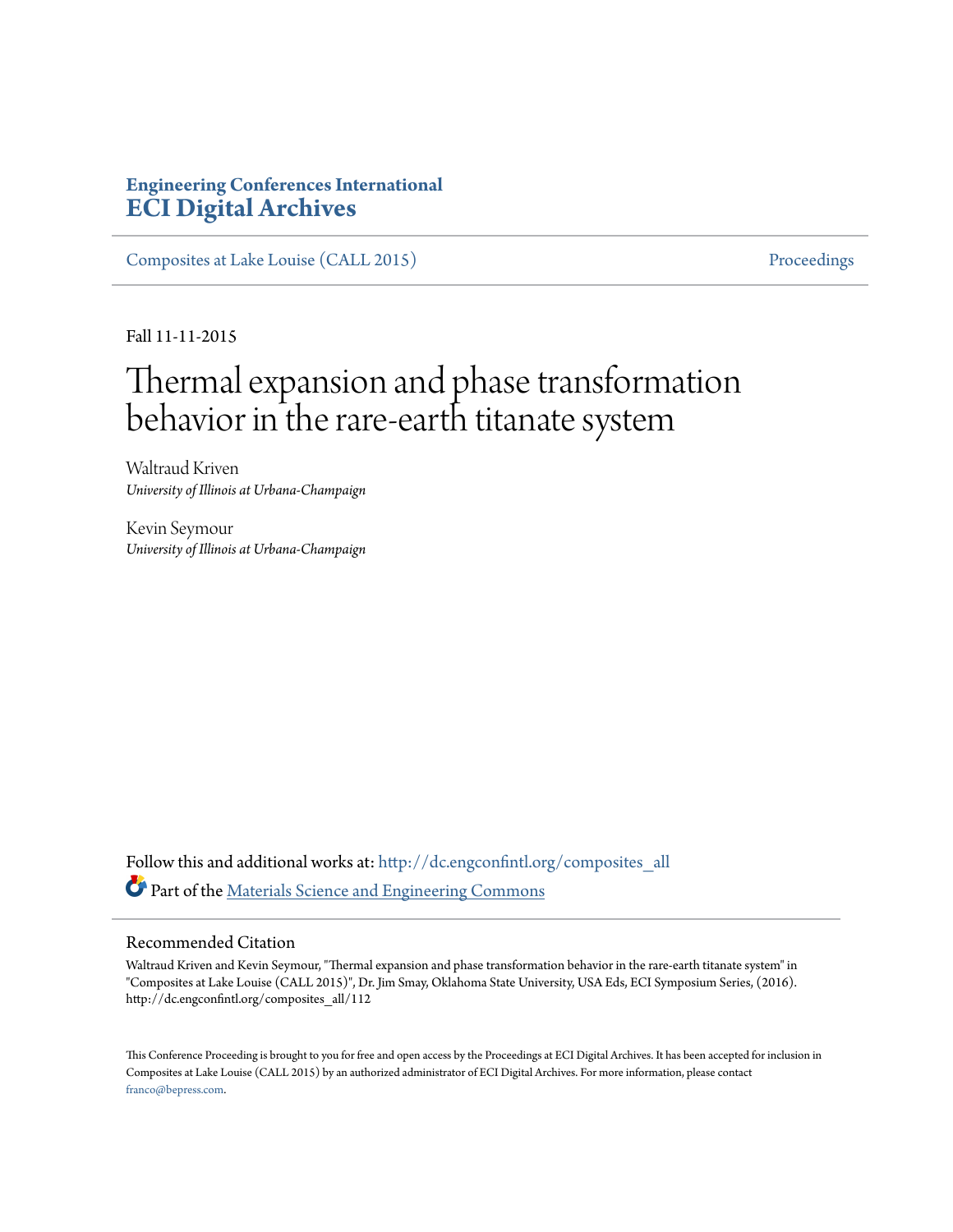**Engineering Conferences International**
**ECI Digital Archives**

Composites at Lake Louise (CALL 2015) | Proceedings

Fall 11-11-2015

# Thermal expansion and phase transformation behavior in the rare-earth titanate system

Waltraud Kriven
*University of Illinois at Urbana-Champaign*

Kevin Seymour
*University of Illinois at Urbana-Champaign*

Follow this and additional works at: http://dc.engconfintl.org/composites_all

Part of the Materials Science and Engineering Commons

## Recommended Citation

Waltraud Kriven and Kevin Seymour, "Thermal expansion and phase transformation behavior in the rare-earth titanate system" in "Composites at Lake Louise (CALL 2015)", Dr. Jim Smay, Oklahoma State University, USA Eds, ECI Symposium Series, (2016). http://dc.engconfintl.org/composites_all/112

This Conference Proceeding is brought to you for free and open access by the Proceedings at ECI Digital Archives. It has been accepted for inclusion in Composites at Lake Louise (CALL 2015) by an authorized administrator of ECI Digital Archives. For more information, please contact franco@bepress.com.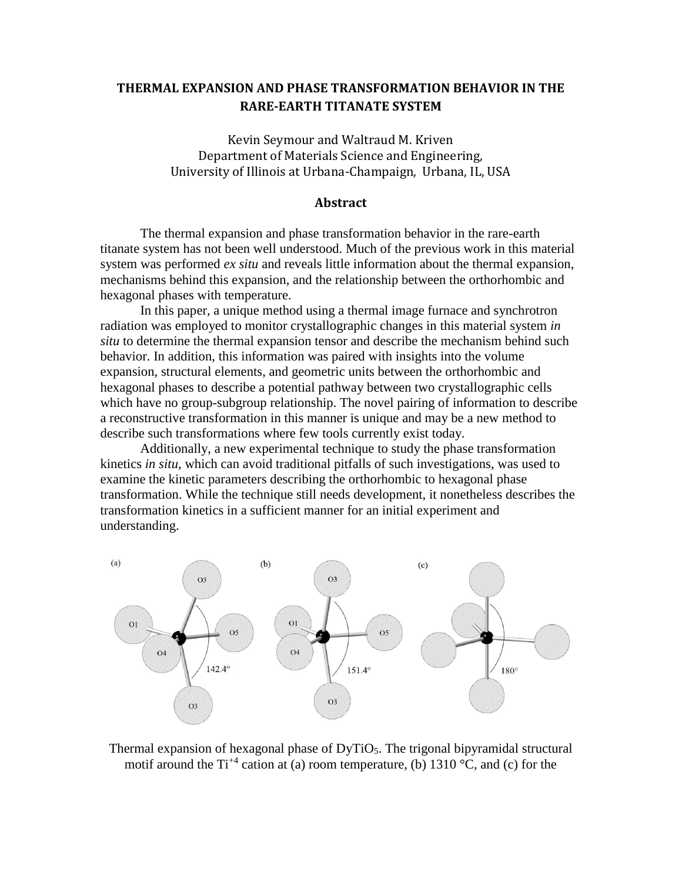# THERMAL EXPANSION AND PHASE TRANSFORMATION BEHAVIOR IN THE RARE-EARTH TITANATE SYSTEM

Kevin Seymour and Waltraud M. Kriven
Department of Materials Science and Engineering,
University of Illinois at Urbana-Champaign, Urbana, IL, USA

## Abstract

The thermal expansion and phase transformation behavior in the rare-earth titanate system has not been well understood. Much of the previous work in this material system was performed *ex situ* and reveals little information about the thermal expansion, mechanisms behind this expansion, and the relationship between the orthorhombic and hexagonal phases with temperature.

In this paper, a unique method using a thermal image furnace and synchrotron radiation was employed to monitor crystallographic changes in this material system *in situ* to determine the thermal expansion tensor and describe the mechanism behind such behavior. In addition, this information was paired with insights into the volume expansion, structural elements, and geometric units between the orthorhombic and hexagonal phases to describe a potential pathway between two crystallographic cells which have no group-subgroup relationship. The novel pairing of information to describe a reconstructive transformation in this manner is unique and may be a new method to describe such transformations where few tools currently exist today.

Additionally, a new experimental technique to study the phase transformation kinetics *in situ*, which can avoid traditional pitfalls of such investigations, was used to examine the kinetic parameters describing the orthorhombic to hexagonal phase transformation. While the technique still needs development, it nonetheless describes the transformation kinetics in a sufficient manner for an initial experiment and understanding.

(a)
O3
O1
O5
O4
142.4°
O3

(b)
O3
O1
O5
O4
151.4°
O3

(c)
180°

Thermal expansion of hexagonal phase of $DyTiO_5$. The trigonal bipyramidal structural motif around the $Ti^{+4}$ cation at (a) room temperature, (b) 1310 °C, and (c) for the